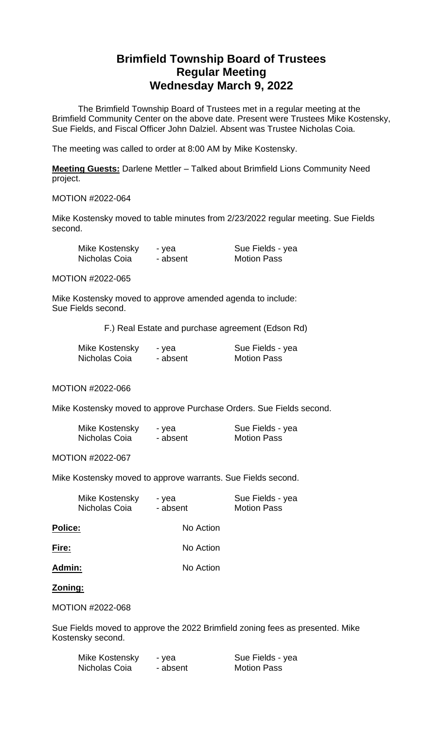# Brimfield Township Board of Trustees
# Regular Meeting
# Wednesday March 9, 2022

The Brimfield Township Board of Trustees met in a regular meeting at the Brimfield Community Center on the above date. Present were Trustees Mike Kostensky, Sue Fields, and Fiscal Officer John Dalziel. Absent was Trustee Nicholas Coia.

The meeting was called to order at 8:00 AM by Mike Kostensky.

**Meeting Guests:** Darlene Mettler – Talked about Brimfield Lions Community Need project.

MOTION #2022-064

Mike Kostensky moved to table minutes from 2/23/2022 regular meeting. Sue Fields second.

| | | |
|---|---|---|
| Mike Kostensky | - yea | Sue Fields - yea |
| Nicholas Coia | - absent | Motion Pass |

MOTION #2022-065

Mike Kostensky moved to approve amended agenda to include:
Sue Fields second.

F.) Real Estate and purchase agreement (Edson Rd)

| | | |
|---|---|---|
| Mike Kostensky | - yea | Sue Fields - yea |
| Nicholas Coia | - absent | Motion Pass |

MOTION #2022-066

Mike Kostensky moved to approve Purchase Orders. Sue Fields second.

| | | |
|---|---|---|
| Mike Kostensky | - yea | Sue Fields - yea |
| Nicholas Coia | - absent | Motion Pass |

MOTION #2022-067

Mike Kostensky moved to approve warrants. Sue Fields second.

| | | |
|---|---|---|
| Mike Kostensky | - yea | Sue Fields - yea |
| Nicholas Coia | - absent | Motion Pass |

**Police:** No Action

**Fire:** No Action

**Admin:** No Action

**Zoning:**

MOTION #2022-068

Sue Fields moved to approve the 2022 Brimfield zoning fees as presented. Mike Kostensky second.

| | | |
|---|---|---|
| Mike Kostensky | - yea | Sue Fields - yea |
| Nicholas Coia | - absent | Motion Pass |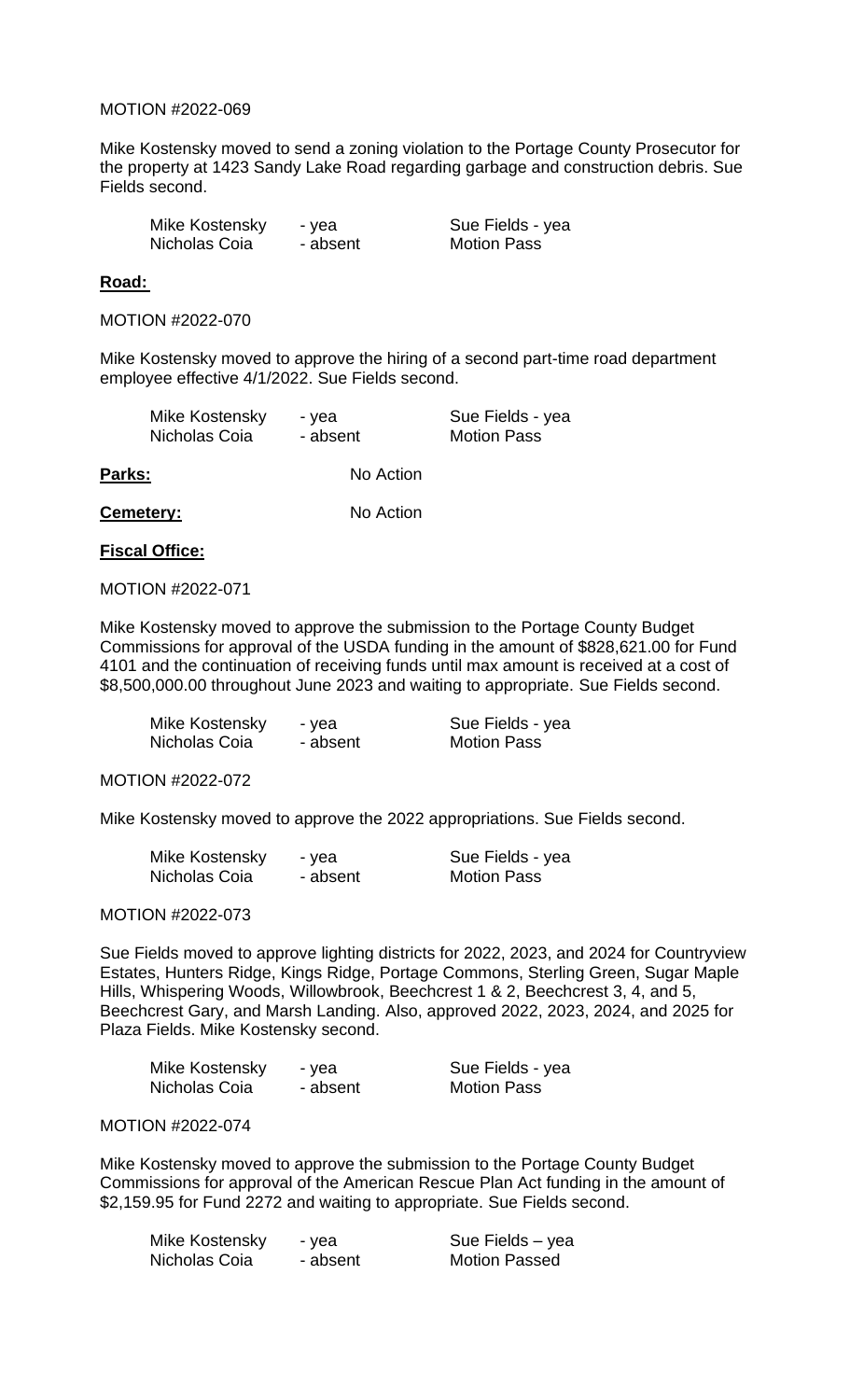MOTION #2022-069

Mike Kostensky moved to send a zoning violation to the Portage County Prosecutor for the property at 1423 Sandy Lake Road regarding garbage and construction debris. Sue Fields second.

| | | |
|---|---|---|
| Mike Kostensky | - yea | Sue Fields - yea |
| Nicholas Coia | - absent | Motion Pass |

**Road:**

MOTION #2022-070

Mike Kostensky moved to approve the hiring of a second part-time road department employee effective 4/1/2022. Sue Fields second.

| | | |
|---|---|---|
| Mike Kostensky | - yea | Sue Fields - yea |
| Nicholas Coia | - absent | Motion Pass |

**Parks:** No Action

**Cemetery:** No Action

**Fiscal Office:**

MOTION #2022-071

Mike Kostensky moved to approve the submission to the Portage County Budget Commissions for approval of the USDA funding in the amount of $828,621.00 for Fund 4101 and the continuation of receiving funds until max amount is received at a cost of $8,500,000.00 throughout June 2023 and waiting to appropriate. Sue Fields second.

| | | |
|---|---|---|
| Mike Kostensky | - yea | Sue Fields - yea |
| Nicholas Coia | - absent | Motion Pass |

MOTION #2022-072

Mike Kostensky moved to approve the 2022 appropriations. Sue Fields second.

| | | |
|---|---|---|
| Mike Kostensky | - yea | Sue Fields - yea |
| Nicholas Coia | - absent | Motion Pass |

MOTION #2022-073

Sue Fields moved to approve lighting districts for 2022, 2023, and 2024 for Countryview Estates, Hunters Ridge, Kings Ridge, Portage Commons, Sterling Green, Sugar Maple Hills, Whispering Woods, Willowbrook, Beechcrest 1 & 2, Beechcrest 3, 4, and 5, Beechcrest Gary, and Marsh Landing. Also, approved 2022, 2023, 2024, and 2025 for Plaza Fields. Mike Kostensky second.

| | | |
|---|---|---|
| Mike Kostensky | - yea | Sue Fields - yea |
| Nicholas Coia | - absent | Motion Pass |

MOTION #2022-074

Mike Kostensky moved to approve the submission to the Portage County Budget Commissions for approval of the American Rescue Plan Act funding in the amount of $2,159.95 for Fund 2272 and waiting to appropriate. Sue Fields second.

| | | |
|---|---|---|
| Mike Kostensky | - yea | Sue Fields – yea |
| Nicholas Coia | - absent | Motion Passed |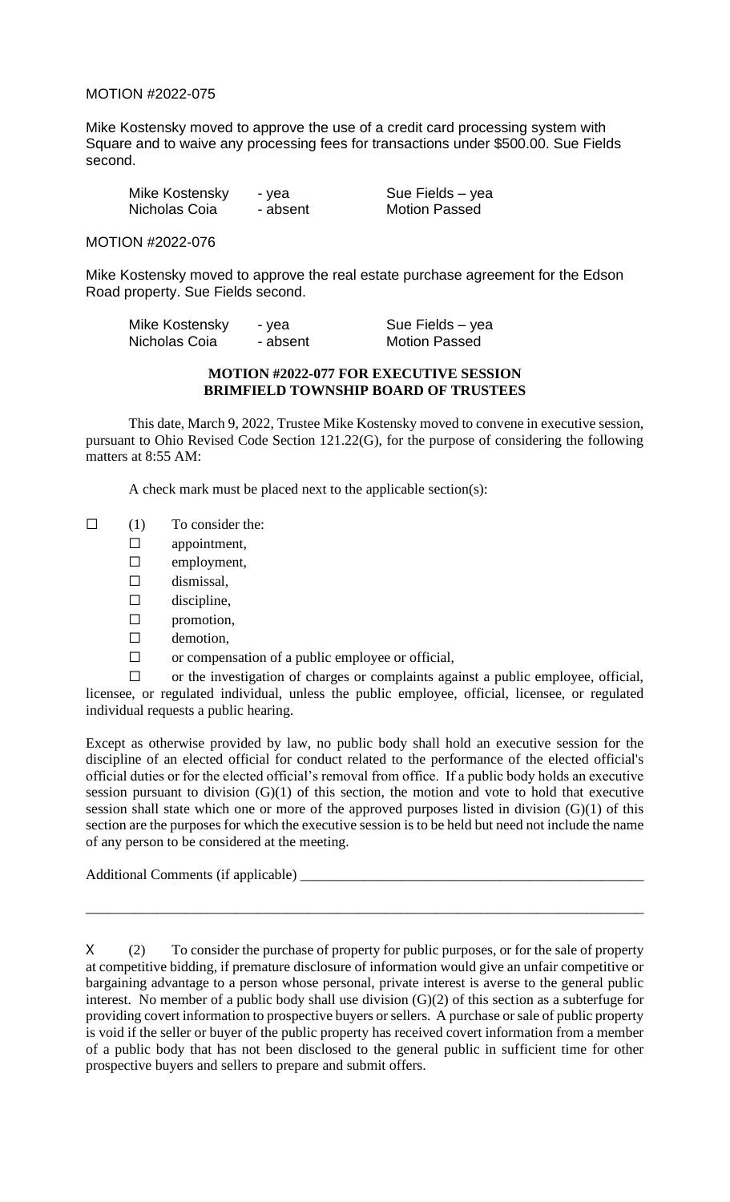MOTION #2022-075

Mike Kostensky moved to approve the use of a credit card processing system with Square and to waive any processing fees for transactions under $500.00. Sue Fields second.

| | | |
|---|---|---|
| Mike Kostensky | - yea | Sue Fields – yea |
| Nicholas Coia | - absent | Motion Passed |

MOTION #2022-076

Mike Kostensky moved to approve the real estate purchase agreement for the Edson Road property. Sue Fields second.

| | | |
|---|---|---|
| Mike Kostensky | - yea | Sue Fields – yea |
| Nicholas Coia | - absent | Motion Passed |

**MOTION #2022-077 FOR EXECUTIVE SESSION**
**BRIMFIELD TOWNSHIP BOARD OF TRUSTEES**

This date, March 9, 2022, Trustee Mike Kostensky moved to convene in executive session, pursuant to Ohio Revised Code Section 121.22(G), for the purpose of considering the following matters at 8:55 AM:

A check mark must be placed next to the applicable section(s):

☐ (1) To consider the:

- ☐ appointment,
- ☐ employment,
- ☐ dismissal,
- ☐ discipline,
- ☐ promotion,
- ☐ demotion,
- ☐ or compensation of a public employee or official,
- ☐ or the investigation of charges or complaints against a public employee, official, licensee, or regulated individual, unless the public employee, official, licensee, or regulated individual requests a public hearing.

Except as otherwise provided by law, no public body shall hold an executive session for the discipline of an elected official for conduct related to the performance of the elected official's official duties or for the elected official's removal from office. If a public body holds an executive session pursuant to division (G)(1) of this section, the motion and vote to hold that executive session shall state which one or more of the approved purposes listed in division (G)(1) of this section are the purposes for which the executive session is to be held but need not include the name of any person to be considered at the meeting.

Additional Comments (if applicable) ______________________________________________

______________________________________________________________________________

X (2) To consider the purchase of property for public purposes, or for the sale of property at competitive bidding, if premature disclosure of information would give an unfair competitive or bargaining advantage to a person whose personal, private interest is averse to the general public interest. No member of a public body shall use division (G)(2) of this section as a subterfuge for providing covert information to prospective buyers or sellers. A purchase or sale of public property is void if the seller or buyer of the public property has received covert information from a member of a public body that has not been disclosed to the general public in sufficient time for other prospective buyers and sellers to prepare and submit offers.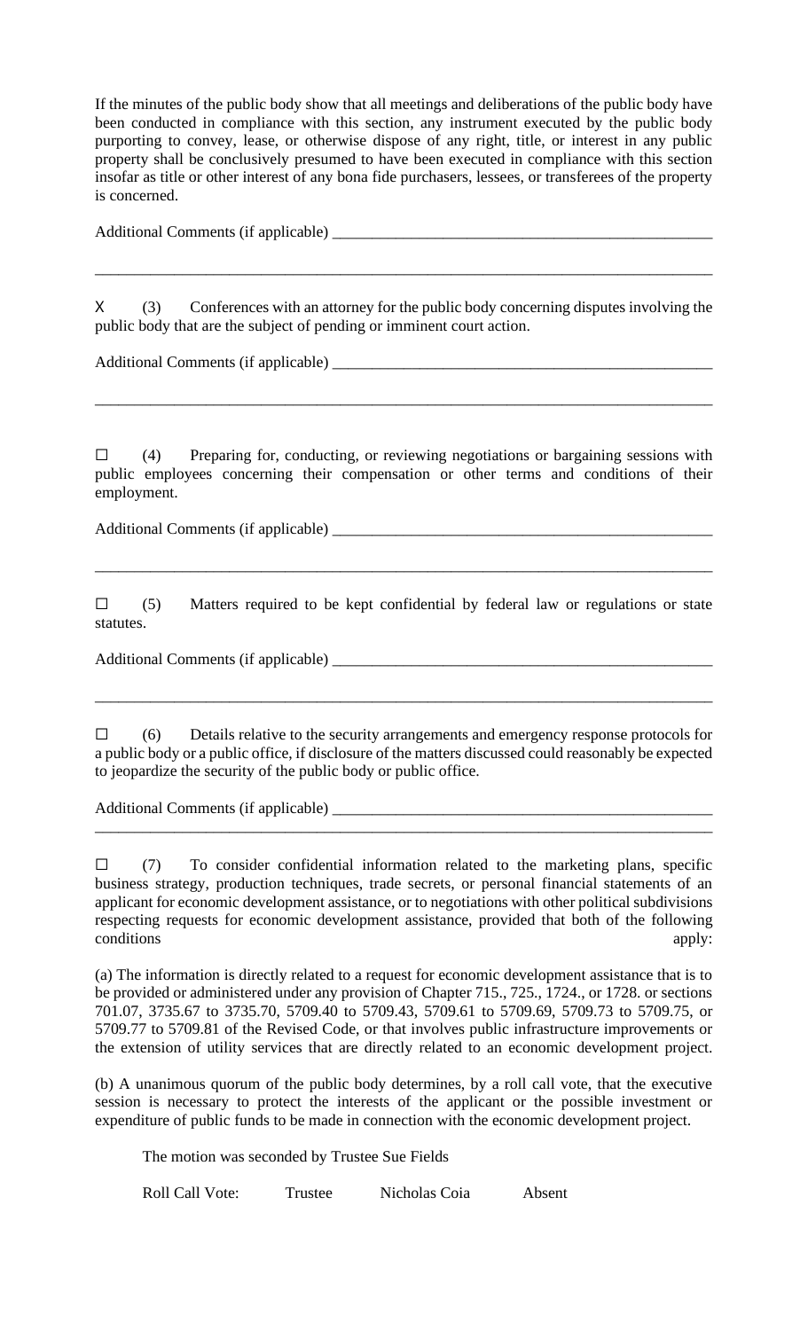If the minutes of the public body show that all meetings and deliberations of the public body have been conducted in compliance with this section, any instrument executed by the public body purporting to convey, lease, or otherwise dispose of any right, title, or interest in any public property shall be conclusively presumed to have been executed in compliance with this section insofar as title or other interest of any bona fide purchasers, lessees, or transferees of the property is concerned.

Additional Comments (if applicable) ______________________________________________

______________________________________________________________________________

X (3) Conferences with an attorney for the public body concerning disputes involving the public body that are the subject of pending or imminent court action.

Additional Comments (if applicable) ______________________________________________

______________________________________________________________________________

☐ (4) Preparing for, conducting, or reviewing negotiations or bargaining sessions with public employees concerning their compensation or other terms and conditions of their employment.

Additional Comments (if applicable) ______________________________________________

______________________________________________________________________________

☐ (5) Matters required to be kept confidential by federal law or regulations or state statutes.

Additional Comments (if applicable) ______________________________________________

______________________________________________________________________________

☐ (6) Details relative to the security arrangements and emergency response protocols for a public body or a public office, if disclosure of the matters discussed could reasonably be expected to jeopardize the security of the public body or public office.

Additional Comments (if applicable) ______________________________________________

______________________________________________________________________________

☐ (7) To consider confidential information related to the marketing plans, specific business strategy, production techniques, trade secrets, or personal financial statements of an applicant for economic development assistance, or to negotiations with other political subdivisions respecting requests for economic development assistance, provided that both of the following conditions apply:

(a) The information is directly related to a request for economic development assistance that is to be provided or administered under any provision of Chapter 715., 725., 1724., or 1728. or sections 701.07, 3735.67 to 3735.70, 5709.40 to 5709.43, 5709.61 to 5709.69, 5709.73 to 5709.75, or 5709.77 to 5709.81 of the Revised Code, or that involves public infrastructure improvements or the extension of utility services that are directly related to an economic development project.

(b) A unanimous quorum of the public body determines, by a roll call vote, that the executive session is necessary to protect the interests of the applicant or the possible investment or expenditure of public funds to be made in connection with the economic development project.

The motion was seconded by Trustee Sue Fields

Roll Call Vote: Trustee Nicholas Coia Absent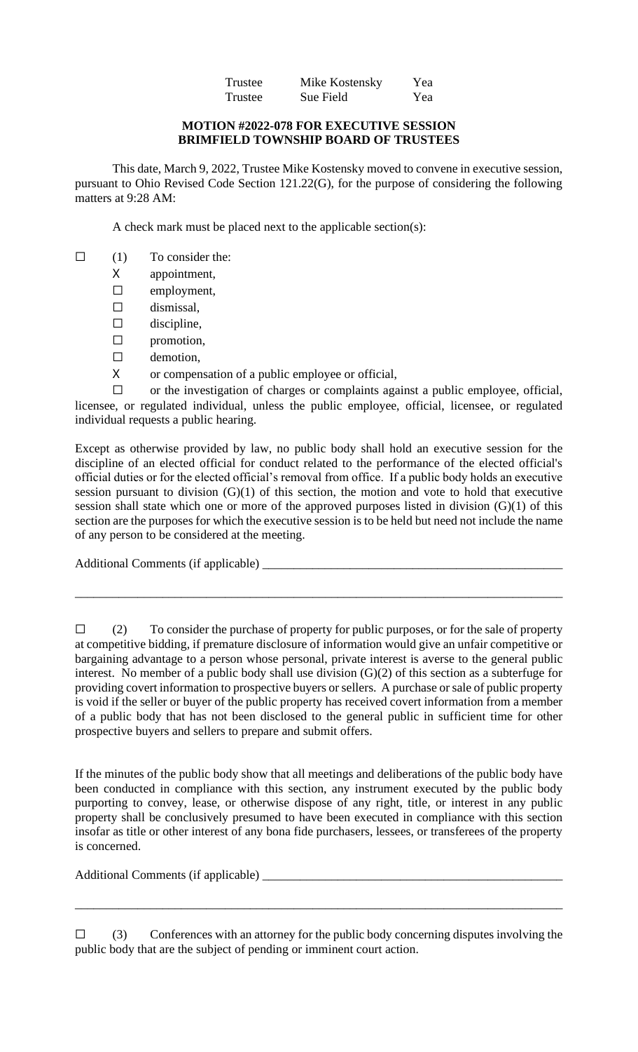| | | |
|---|---|---|
| Trustee | Mike Kostensky | Yea |
| Trustee | Sue Field | Yea |

**MOTION #2022-078 FOR EXECUTIVE SESSION**
**BRIMFIELD TOWNSHIP BOARD OF TRUSTEES**

This date, March 9, 2022, Trustee Mike Kostensky moved to convene in executive session, pursuant to Ohio Revised Code Section 121.22(G), for the purpose of considering the following matters at 9:28 AM:

A check mark must be placed next to the applicable section(s):

☐ (1) To consider the:

X appointment,

☐ employment,

☐ dismissal,

☐ discipline,

☐ promotion,

☐ demotion,

X or compensation of a public employee or official,

☐ or the investigation of charges or complaints against a public employee, official, licensee, or regulated individual, unless the public employee, official, licensee, or regulated individual requests a public hearing.

Except as otherwise provided by law, no public body shall hold an executive session for the discipline of an elected official for conduct related to the performance of the elected official's official duties or for the elected official's removal from office. If a public body holds an executive session pursuant to division (G)(1) of this section, the motion and vote to hold that executive session shall state which one or more of the approved purposes listed in division (G)(1) of this section are the purposes for which the executive session is to be held but need not include the name of any person to be considered at the meeting.

Additional Comments (if applicable) ___________________________________________________

_____________________________________________________________________________________

☐ (2) To consider the purchase of property for public purposes, or for the sale of property at competitive bidding, if premature disclosure of information would give an unfair competitive or bargaining advantage to a person whose personal, private interest is averse to the general public interest. No member of a public body shall use division (G)(2) of this section as a subterfuge for providing covert information to prospective buyers or sellers. A purchase or sale of public property is void if the seller or buyer of the public property has received covert information from a member of a public body that has not been disclosed to the general public in sufficient time for other prospective buyers and sellers to prepare and submit offers.

If the minutes of the public body show that all meetings and deliberations of the public body have been conducted in compliance with this section, any instrument executed by the public body purporting to convey, lease, or otherwise dispose of any right, title, or interest in any public property shall be conclusively presumed to have been executed in compliance with this section insofar as title or other interest of any bona fide purchasers, lessees, or transferees of the property is concerned.

Additional Comments (if applicable) ___________________________________________________

_____________________________________________________________________________________

☐ (3) Conferences with an attorney for the public body concerning disputes involving the public body that are the subject of pending or imminent court action.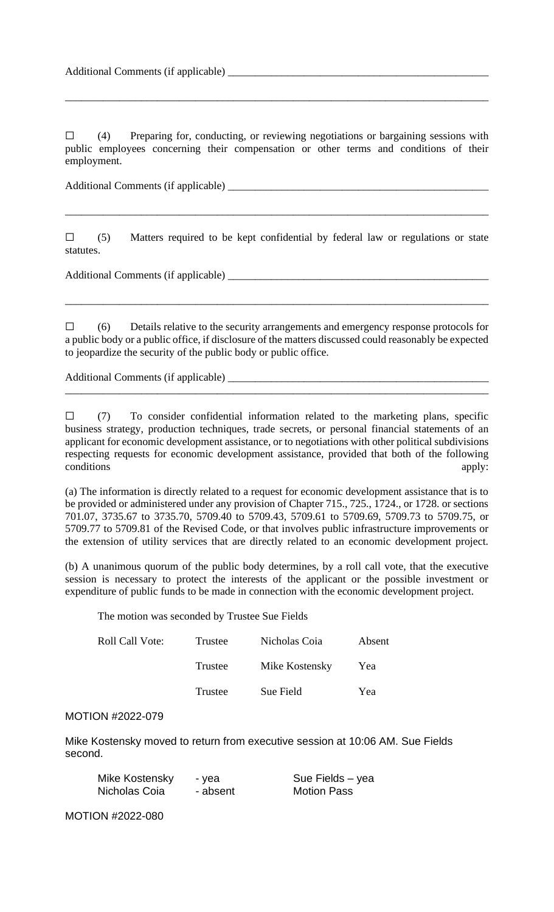Additional Comments (if applicable) ________________________________________________

______________________________________________________________________________

☐ (4) Preparing for, conducting, or reviewing negotiations or bargaining sessions with public employees concerning their compensation or other terms and conditions of their employment.

Additional Comments (if applicable) ________________________________________________

______________________________________________________________________________

☐ (5) Matters required to be kept confidential by federal law or regulations or state statutes.

Additional Comments (if applicable) ________________________________________________

______________________________________________________________________________

☐ (6) Details relative to the security arrangements and emergency response protocols for a public body or a public office, if disclosure of the matters discussed could reasonably be expected to jeopardize the security of the public body or public office.

Additional Comments (if applicable) ________________________________________________

______________________________________________________________________________

☐ (7) To consider confidential information related to the marketing plans, specific business strategy, production techniques, trade secrets, or personal financial statements of an applicant for economic development assistance, or to negotiations with other political subdivisions respecting requests for economic development assistance, provided that both of the following conditions apply:

(a) The information is directly related to a request for economic development assistance that is to be provided or administered under any provision of Chapter 715., 725., 1724., or 1728. or sections 701.07, 3735.67 to 3735.70, 5709.40 to 5709.43, 5709.61 to 5709.69, 5709.73 to 5709.75, or 5709.77 to 5709.81 of the Revised Code, or that involves public infrastructure improvements or the extension of utility services that are directly related to an economic development project.

(b) A unanimous quorum of the public body determines, by a roll call vote, that the executive session is necessary to protect the interests of the applicant or the possible investment or expenditure of public funds to be made in connection with the economic development project.

The motion was seconded by Trustee Sue Fields

| Roll Call Vote: | Trustee | Nicholas Coia | Absent |
|---|---|---|---|
| | Trustee | Mike Kostensky | Yea |
| | Trustee | Sue Field | Yea |

MOTION #2022-079

Mike Kostensky moved to return from executive session at 10:06 AM. Sue Fields second.

| | | |
|---|---|---|
| Mike Kostensky | - yea | Sue Fields – yea |
| Nicholas Coia | - absent | Motion Pass |

MOTION #2022-080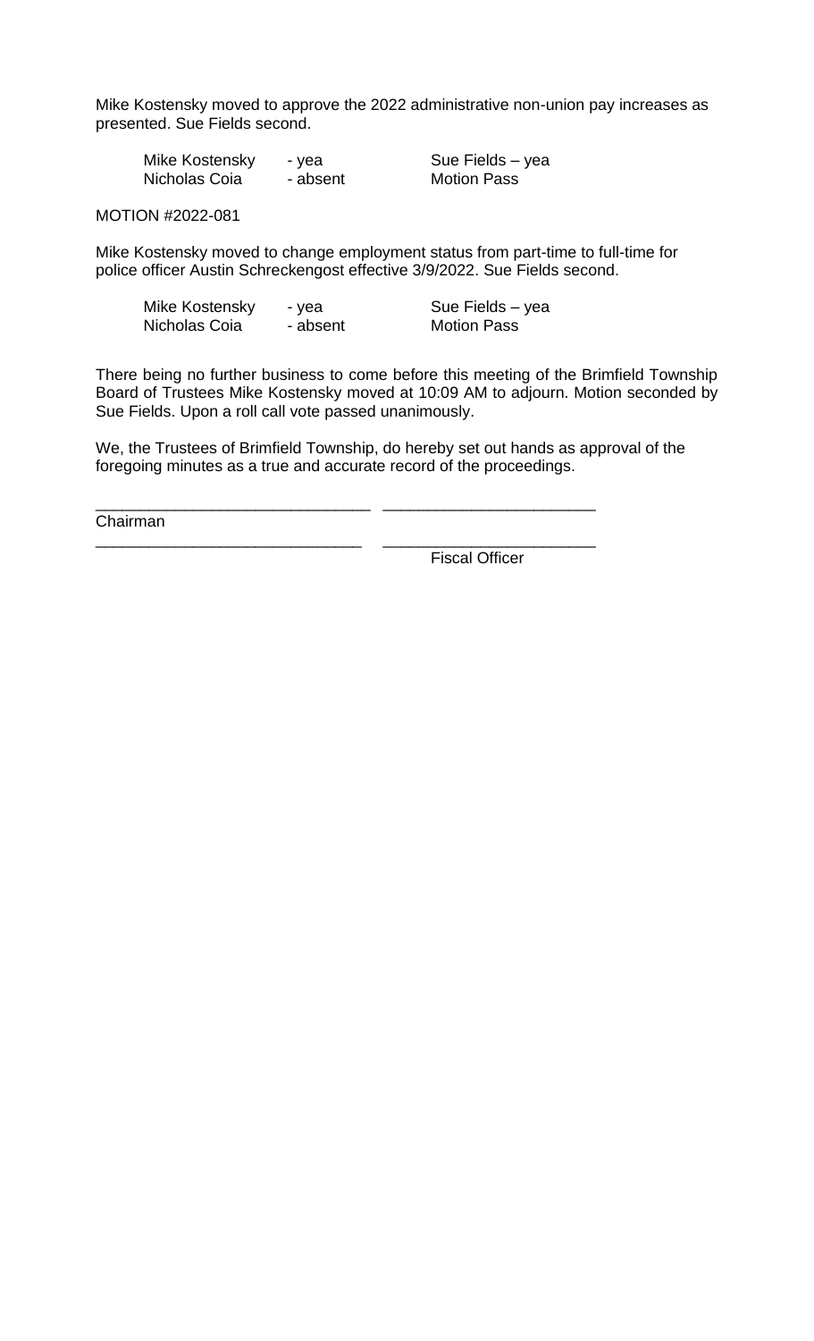Mike Kostensky moved to approve the 2022 administrative non-union pay increases as presented. Sue Fields second.

| | | |
|---|---|---|
| Mike Kostensky | - yea | Sue Fields – yea |
| Nicholas Coia | - absent | Motion Pass |

MOTION #2022-081

Mike Kostensky moved to change employment status from part-time to full-time for police officer Austin Schreckengost effective 3/9/2022. Sue Fields second.

| | | |
|---|---|---|
| Mike Kostensky | - yea | Sue Fields – yea |
| Nicholas Coia | - absent | Motion Pass |

There being no further business to come before this meeting of the Brimfield Township Board of Trustees Mike Kostensky moved at 10:09 AM to adjourn. Motion seconded by Sue Fields. Upon a roll call vote passed unanimously.

We, the Trustees of Brimfield Township, do hereby set out hands as approval of the foregoing minutes as a true and accurate record of the proceedings.

_______________________________ ________________________
Chairman

_______________________________ ________________________
Fiscal Officer